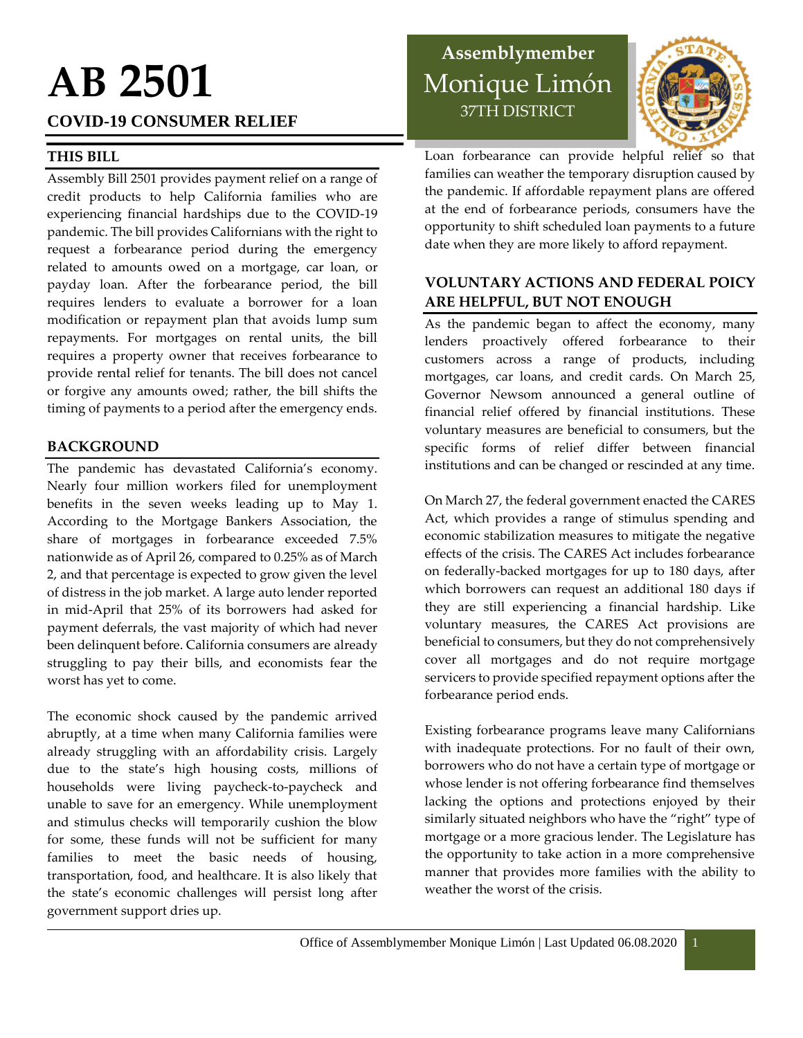# AB 2501

## COVID-19 CONSUMER RELIEF

**Assemblymember**
Monique Limón
37TH DISTRICT

### THIS BILL

Assembly Bill 2501 provides payment relief on a range of credit products to help California families who are experiencing financial hardships due to the COVID-19 pandemic. The bill provides Californians with the right to request a forbearance period during the emergency related to amounts owed on a mortgage, car loan, or payday loan. After the forbearance period, the bill requires lenders to evaluate a borrower for a loan modification or repayment plan that avoids lump sum repayments. For mortgages on rental units, the bill requires a property owner that receives forbearance to provide rental relief for tenants. The bill does not cancel or forgive any amounts owed; rather, the bill shifts the timing of payments to a period after the emergency ends.

### BACKGROUND

The pandemic has devastated California's economy. Nearly four million workers filed for unemployment benefits in the seven weeks leading up to May 1. According to the Mortgage Bankers Association, the share of mortgages in forbearance exceeded 7.5% nationwide as of April 26, compared to 0.25% as of March 2, and that percentage is expected to grow given the level of distress in the job market. A large auto lender reported in mid-April that 25% of its borrowers had asked for payment deferrals, the vast majority of which had never been delinquent before. California consumers are already struggling to pay their bills, and economists fear the worst has yet to come.

The economic shock caused by the pandemic arrived abruptly, at a time when many California families were already struggling with an affordability crisis. Largely due to the state's high housing costs, millions of households were living paycheck-to-paycheck and unable to save for an emergency. While unemployment and stimulus checks will temporarily cushion the blow for some, these funds will not be sufficient for many families to meet the basic needs of housing, transportation, food, and healthcare. It is also likely that the state's economic challenges will persist long after government support dries up.

Loan forbearance can provide helpful relief so that families can weather the temporary disruption caused by the pandemic. If affordable repayment plans are offered at the end of forbearance periods, consumers have the opportunity to shift scheduled loan payments to a future date when they are more likely to afford repayment.

### VOLUNTARY ACTIONS AND FEDERAL POICY ARE HELPFUL, BUT NOT ENOUGH

As the pandemic began to affect the economy, many lenders proactively offered forbearance to their customers across a range of products, including mortgages, car loans, and credit cards. On March 25, Governor Newsom announced a general outline of financial relief offered by financial institutions. These voluntary measures are beneficial to consumers, but the specific forms of relief differ between financial institutions and can be changed or rescinded at any time.

On March 27, the federal government enacted the CARES Act, which provides a range of stimulus spending and economic stabilization measures to mitigate the negative effects of the crisis. The CARES Act includes forbearance on federally-backed mortgages for up to 180 days, after which borrowers can request an additional 180 days if they are still experiencing a financial hardship. Like voluntary measures, the CARES Act provisions are beneficial to consumers, but they do not comprehensively cover all mortgages and do not require mortgage servicers to provide specified repayment options after the forbearance period ends.

Existing forbearance programs leave many Californians with inadequate protections. For no fault of their own, borrowers who do not have a certain type of mortgage or whose lender is not offering forbearance find themselves lacking the options and protections enjoyed by their similarly situated neighbors who have the "right" type of mortgage or a more gracious lender. The Legislature has the opportunity to take action in a more comprehensive manner that provides more families with the ability to weather the worst of the crisis.

Office of Assemblymember Monique Limón | Last Updated 06.08.2020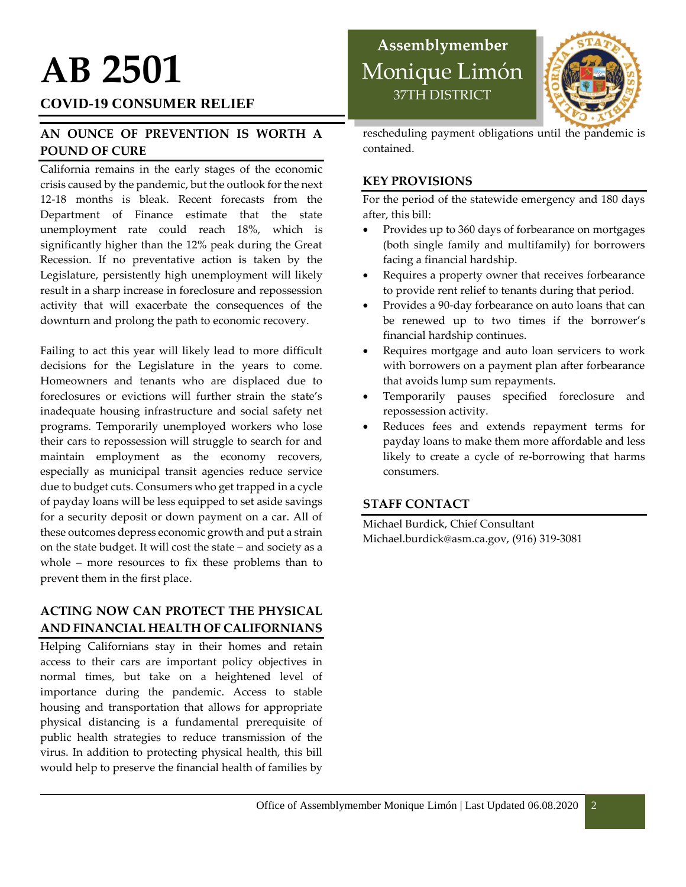# AB 2501

## COVID-19 CONSUMER RELIEF

**Assemblymember**
Monique Limón
37TH DISTRICT

### AN OUNCE OF PREVENTION IS WORTH A POUND OF CURE

California remains in the early stages of the economic crisis caused by the pandemic, but the outlook for the next 12-18 months is bleak. Recent forecasts from the Department of Finance estimate that the state unemployment rate could reach 18%, which is significantly higher than the 12% peak during the Great Recession. If no preventative action is taken by the Legislature, persistently high unemployment will likely result in a sharp increase in foreclosure and repossession activity that will exacerbate the consequences of the downturn and prolong the path to economic recovery.

Failing to act this year will likely lead to more difficult decisions for the Legislature in the years to come. Homeowners and tenants who are displaced due to foreclosures or evictions will further strain the state's inadequate housing infrastructure and social safety net programs. Temporarily unemployed workers who lose their cars to repossession will struggle to search for and maintain employment as the economy recovers, especially as municipal transit agencies reduce service due to budget cuts. Consumers who get trapped in a cycle of payday loans will be less equipped to set aside savings for a security deposit or down payment on a car. All of these outcomes depress economic growth and put a strain on the state budget. It will cost the state – and society as a whole – more resources to fix these problems than to prevent them in the first place.

### ACTING NOW CAN PROTECT THE PHYSICAL AND FINANCIAL HEALTH OF CALIFORNIANS

Helping Californians stay in their homes and retain access to their cars are important policy objectives in normal times, but take on a heightened level of importance during the pandemic. Access to stable housing and transportation that allows for appropriate physical distancing is a fundamental prerequisite of public health strategies to reduce transmission of the virus. In addition to protecting physical health, this bill would help to preserve the financial health of families by rescheduling payment obligations until the pandemic is contained.

### KEY PROVISIONS

For the period of the statewide emergency and 180 days after, this bill:

- Provides up to 360 days of forbearance on mortgages (both single family and multifamily) for borrowers facing a financial hardship.
- Requires a property owner that receives forbearance to provide rent relief to tenants during that period.
- Provides a 90-day forbearance on auto loans that can be renewed up to two times if the borrower's financial hardship continues.
- Requires mortgage and auto loan servicers to work with borrowers on a payment plan after forbearance that avoids lump sum repayments.
- Temporarily pauses specified foreclosure and repossession activity.
- Reduces fees and extends repayment terms for payday loans to make them more affordable and less likely to create a cycle of re-borrowing that harms consumers.

### STAFF CONTACT

Michael Burdick, Chief Consultant
Michael.burdick@asm.ca.gov, (916) 319-3081

Office of Assemblymember Monique Limón | Last Updated 06.08.2020